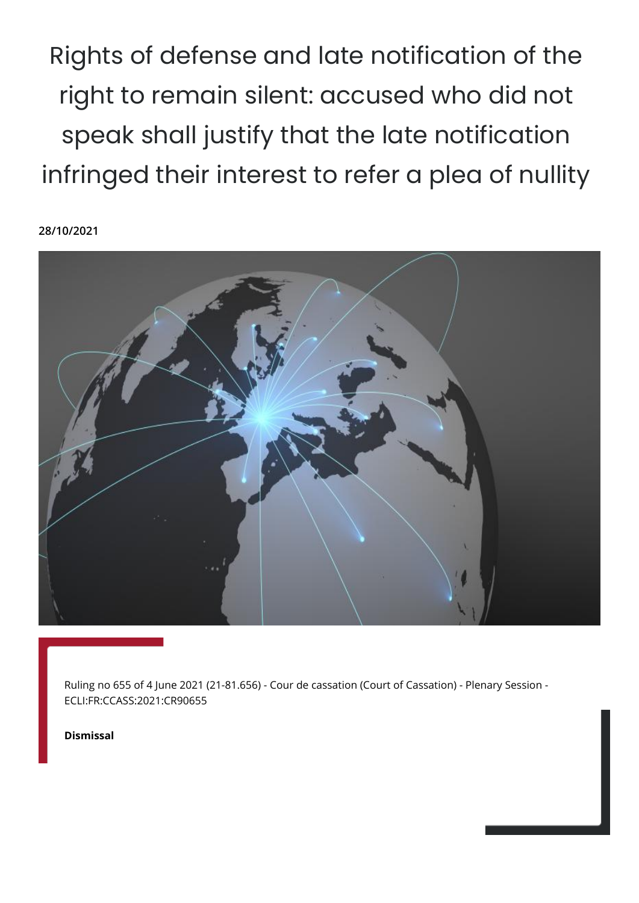# Rights of defense and late notification of the right to remain silent: accused who did not speak shall justify that the late notification infringed their interest to refer a plea of nullity

**28/10/2021**

Ruling no 655 of 4 June 2021 (21-81.656) - Cour de cassation (Court of Cassation) - Plenary Session - ECLI:FR:CCASS:2021:CR90655

**Dismissal**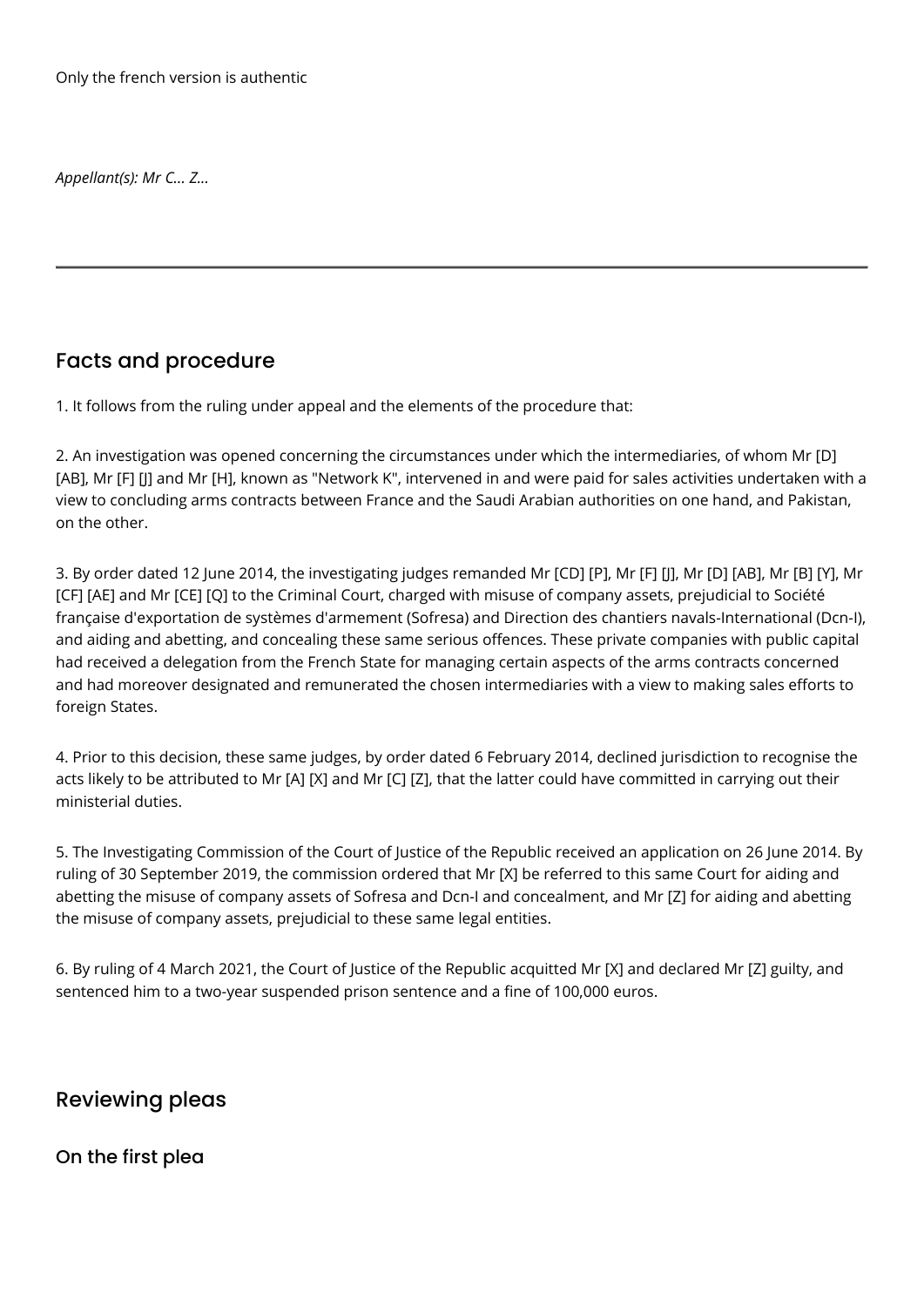Only the french version is authentic

*Appellant(s): Mr C... Z...*

---

## Facts and procedure

1. It follows from the ruling under appeal and the elements of the procedure that:

2. An investigation was opened concerning the circumstances under which the intermediaries, of whom Mr [D] [AB], Mr [F] [J] and Mr [H], known as "Network K", intervened in and were paid for sales activities undertaken with a view to concluding arms contracts between France and the Saudi Arabian authorities on one hand, and Pakistan, on the other.

3. By order dated 12 June 2014, the investigating judges remanded Mr [CD] [P], Mr [F] [J], Mr [D] [AB], Mr [B] [Y], Mr [CF] [AE] and Mr [CE] [Q] to the Criminal Court, charged with misuse of company assets, prejudicial to Société française d'exportation de systèmes d'armement (Sofresa) and Direction des chantiers navals-International (Dcn-I), and aiding and abetting, and concealing these same serious offences. These private companies with public capital had received a delegation from the French State for managing certain aspects of the arms contracts concerned and had moreover designated and remunerated the chosen intermediaries with a view to making sales efforts to foreign States.

4. Prior to this decision, these same judges, by order dated 6 February 2014, declined jurisdiction to recognise the acts likely to be attributed to Mr [A] [X] and Mr [C] [Z], that the latter could have committed in carrying out their ministerial duties.

5. The Investigating Commission of the Court of Justice of the Republic received an application on 26 June 2014. By ruling of 30 September 2019, the commission ordered that Mr [X] be referred to this same Court for aiding and abetting the misuse of company assets of Sofresa and Dcn-I and concealment, and Mr [Z] for aiding and abetting the misuse of company assets, prejudicial to these same legal entities.

6. By ruling of 4 March 2021, the Court of Justice of the Republic acquitted Mr [X] and declared Mr [Z] guilty, and sentenced him to a two-year suspended prison sentence and a fine of 100,000 euros.

## Reviewing pleas

### On the first plea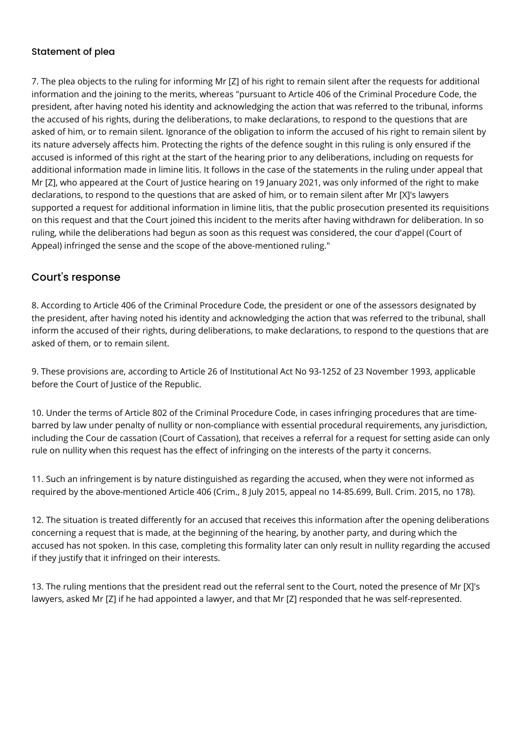### Statement of plea

7. The plea objects to the ruling for informing Mr [Z] of his right to remain silent after the requests for additional information and the joining to the merits, whereas "pursuant to Article 406 of the Criminal Procedure Code, the president, after having noted his identity and acknowledging the action that was referred to the tribunal, informs the accused of his rights, during the deliberations, to make declarations, to respond to the questions that are asked of him, or to remain silent. Ignorance of the obligation to inform the accused of his right to remain silent by its nature adversely affects him. Protecting the rights of the defence sought in this ruling is only ensured if the accused is informed of this right at the start of the hearing prior to any deliberations, including on requests for additional information made in limine litis. It follows in the case of the statements in the ruling under appeal that Mr [Z], who appeared at the Court of Justice hearing on 19 January 2021, was only informed of the right to make declarations, to respond to the questions that are asked of him, or to remain silent after Mr [X]'s lawyers supported a request for additional information in limine litis, that the public prosecution presented its requisitions on this request and that the Court joined this incident to the merits after having withdrawn for deliberation. In so ruling, while the deliberations had begun as soon as this request was considered, the cour d'appel (Court of Appeal) infringed the sense and the scope of the above-mentioned ruling."

## Court's response

8. According to Article 406 of the Criminal Procedure Code, the president or one of the assessors designated by the president, after having noted his identity and acknowledging the action that was referred to the tribunal, shall inform the accused of their rights, during deliberations, to make declarations, to respond to the questions that are asked of them, or to remain silent.

9. These provisions are, according to Article 26 of Institutional Act No 93-1252 of 23 November 1993, applicable before the Court of Justice of the Republic.

10. Under the terms of Article 802 of the Criminal Procedure Code, in cases infringing procedures that are time-barred by law under penalty of nullity or non-compliance with essential procedural requirements, any jurisdiction, including the Cour de cassation (Court of Cassation), that receives a referral for a request for setting aside can only rule on nullity when this request has the effect of infringing on the interests of the party it concerns.

11. Such an infringement is by nature distinguished as regarding the accused, when they were not informed as required by the above-mentioned Article 406 (Crim., 8 July 2015, appeal no 14-85.699, Bull. Crim. 2015, no 178).

12. The situation is treated differently for an accused that receives this information after the opening deliberations concerning a request that is made, at the beginning of the hearing, by another party, and during which the accused has not spoken. In this case, completing this formality later can only result in nullity regarding the accused if they justify that it infringed on their interests.

13. The ruling mentions that the president read out the referral sent to the Court, noted the presence of Mr [X]'s lawyers, asked Mr [Z] if he had appointed a lawyer, and that Mr [Z] responded that he was self-represented.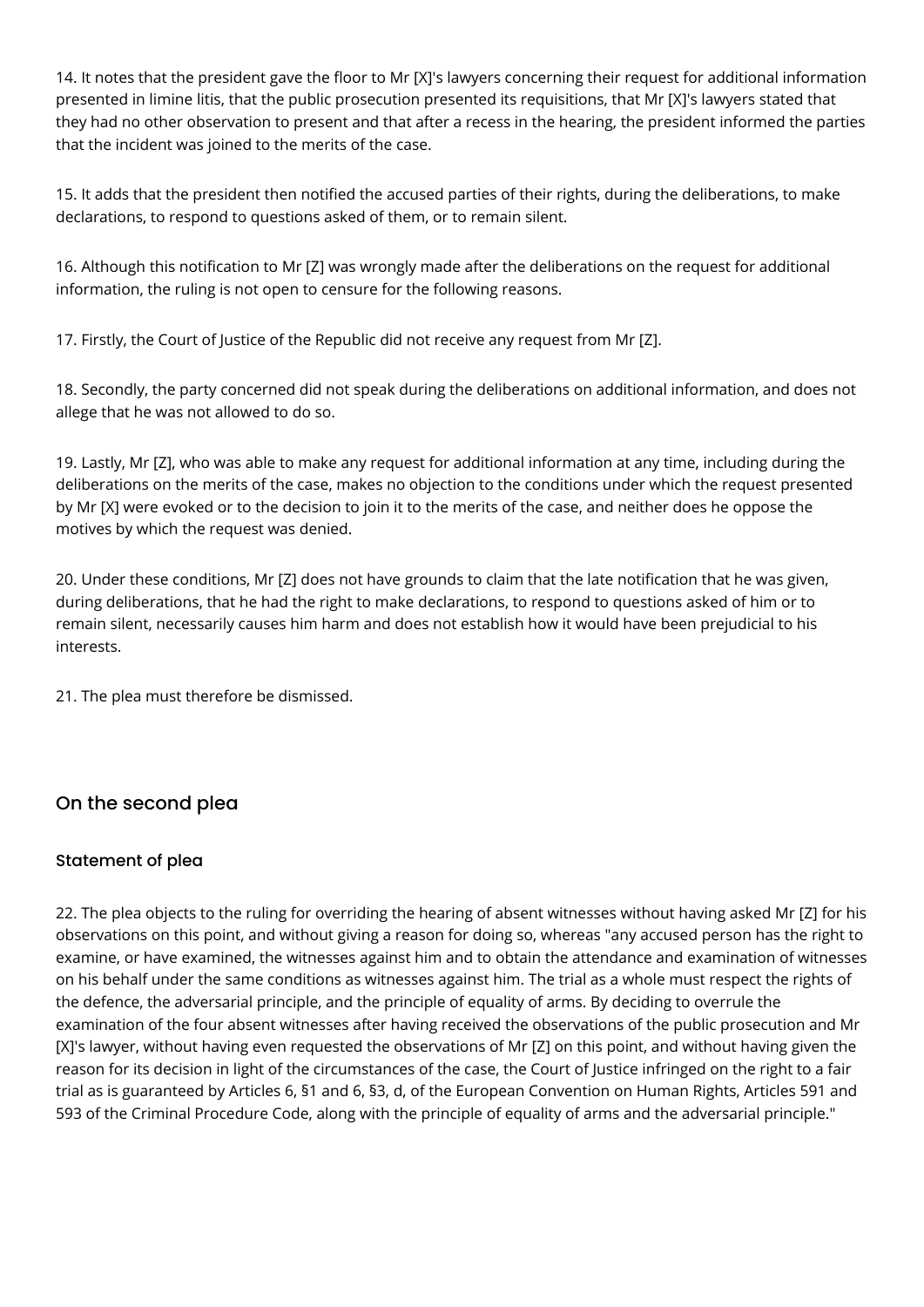14. It notes that the president gave the floor to Mr [X]'s lawyers concerning their request for additional information presented in limine litis, that the public prosecution presented its requisitions, that Mr [X]'s lawyers stated that they had no other observation to present and that after a recess in the hearing, the president informed the parties that the incident was joined to the merits of the case.

15. It adds that the president then notified the accused parties of their rights, during the deliberations, to make declarations, to respond to questions asked of them, or to remain silent.

16. Although this notification to Mr [Z] was wrongly made after the deliberations on the request for additional information, the ruling is not open to censure for the following reasons.

17. Firstly, the Court of Justice of the Republic did not receive any request from Mr [Z].

18. Secondly, the party concerned did not speak during the deliberations on additional information, and does not allege that he was not allowed to do so.

19. Lastly, Mr [Z], who was able to make any request for additional information at any time, including during the deliberations on the merits of the case, makes no objection to the conditions under which the request presented by Mr [X] were evoked or to the decision to join it to the merits of the case, and neither does he oppose the motives by which the request was denied.

20. Under these conditions, Mr [Z] does not have grounds to claim that the late notification that he was given, during deliberations, that he had the right to make declarations, to respond to questions asked of him or to remain silent, necessarily causes him harm and does not establish how it would have been prejudicial to his interests.

21. The plea must therefore be dismissed.

## On the second plea

### Statement of plea

22. The plea objects to the ruling for overriding the hearing of absent witnesses without having asked Mr [Z] for his observations on this point, and without giving a reason for doing so, whereas "any accused person has the right to examine, or have examined, the witnesses against him and to obtain the attendance and examination of witnesses on his behalf under the same conditions as witnesses against him. The trial as a whole must respect the rights of the defence, the adversarial principle, and the principle of equality of arms. By deciding to overrule the examination of the four absent witnesses after having received the observations of the public prosecution and Mr [X]'s lawyer, without having even requested the observations of Mr [Z] on this point, and without having given the reason for its decision in light of the circumstances of the case, the Court of Justice infringed on the right to a fair trial as is guaranteed by Articles 6, §1 and 6, §3, d, of the European Convention on Human Rights, Articles 591 and 593 of the Criminal Procedure Code, along with the principle of equality of arms and the adversarial principle."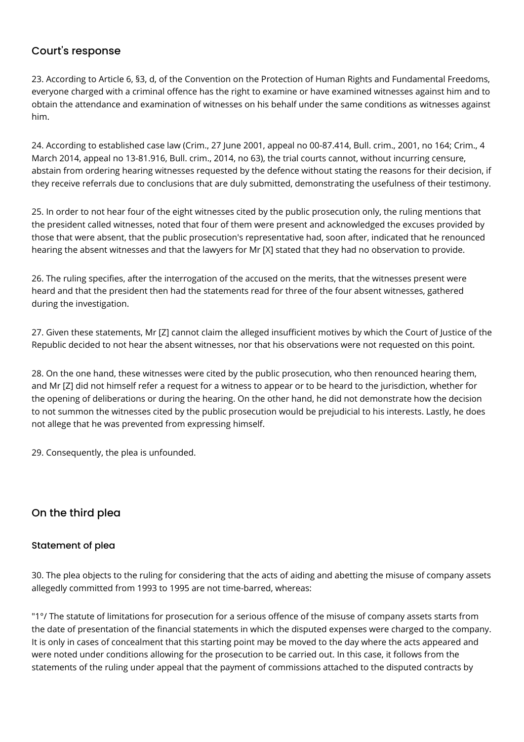## Court's response

23. According to Article 6, §3, d, of the Convention on the Protection of Human Rights and Fundamental Freedoms, everyone charged with a criminal offence has the right to examine or have examined witnesses against him and to obtain the attendance and examination of witnesses on his behalf under the same conditions as witnesses against him.

24. According to established case law (Crim., 27 June 2001, appeal no 00-87.414, Bull. crim., 2001, no 164; Crim., 4 March 2014, appeal no 13-81.916, Bull. crim., 2014, no 63), the trial courts cannot, without incurring censure, abstain from ordering hearing witnesses requested by the defence without stating the reasons for their decision, if they receive referrals due to conclusions that are duly submitted, demonstrating the usefulness of their testimony.

25. In order to not hear four of the eight witnesses cited by the public prosecution only, the ruling mentions that the president called witnesses, noted that four of them were present and acknowledged the excuses provided by those that were absent, that the public prosecution's representative had, soon after, indicated that he renounced hearing the absent witnesses and that the lawyers for Mr [X] stated that they had no observation to provide.

26. The ruling specifies, after the interrogation of the accused on the merits, that the witnesses present were heard and that the president then had the statements read for three of the four absent witnesses, gathered during the investigation.

27. Given these statements, Mr [Z] cannot claim the alleged insufficient motives by which the Court of Justice of the Republic decided to not hear the absent witnesses, nor that his observations were not requested on this point.

28. On the one hand, these witnesses were cited by the public prosecution, who then renounced hearing them, and Mr [Z] did not himself refer a request for a witness to appear or to be heard to the jurisdiction, whether for the opening of deliberations or during the hearing. On the other hand, he did not demonstrate how the decision to not summon the witnesses cited by the public prosecution would be prejudicial to his interests. Lastly, he does not allege that he was prevented from expressing himself.

29. Consequently, the plea is unfounded.

## On the third plea

### Statement of plea

30. The plea objects to the ruling for considering that the acts of aiding and abetting the misuse of company assets allegedly committed from 1993 to 1995 are not time-barred, whereas:

"1°/ The statute of limitations for prosecution for a serious offence of the misuse of company assets starts from the date of presentation of the financial statements in which the disputed expenses were charged to the company. It is only in cases of concealment that this starting point may be moved to the day where the acts appeared and were noted under conditions allowing for the prosecution to be carried out. In this case, it follows from the statements of the ruling under appeal that the payment of commissions attached to the disputed contracts by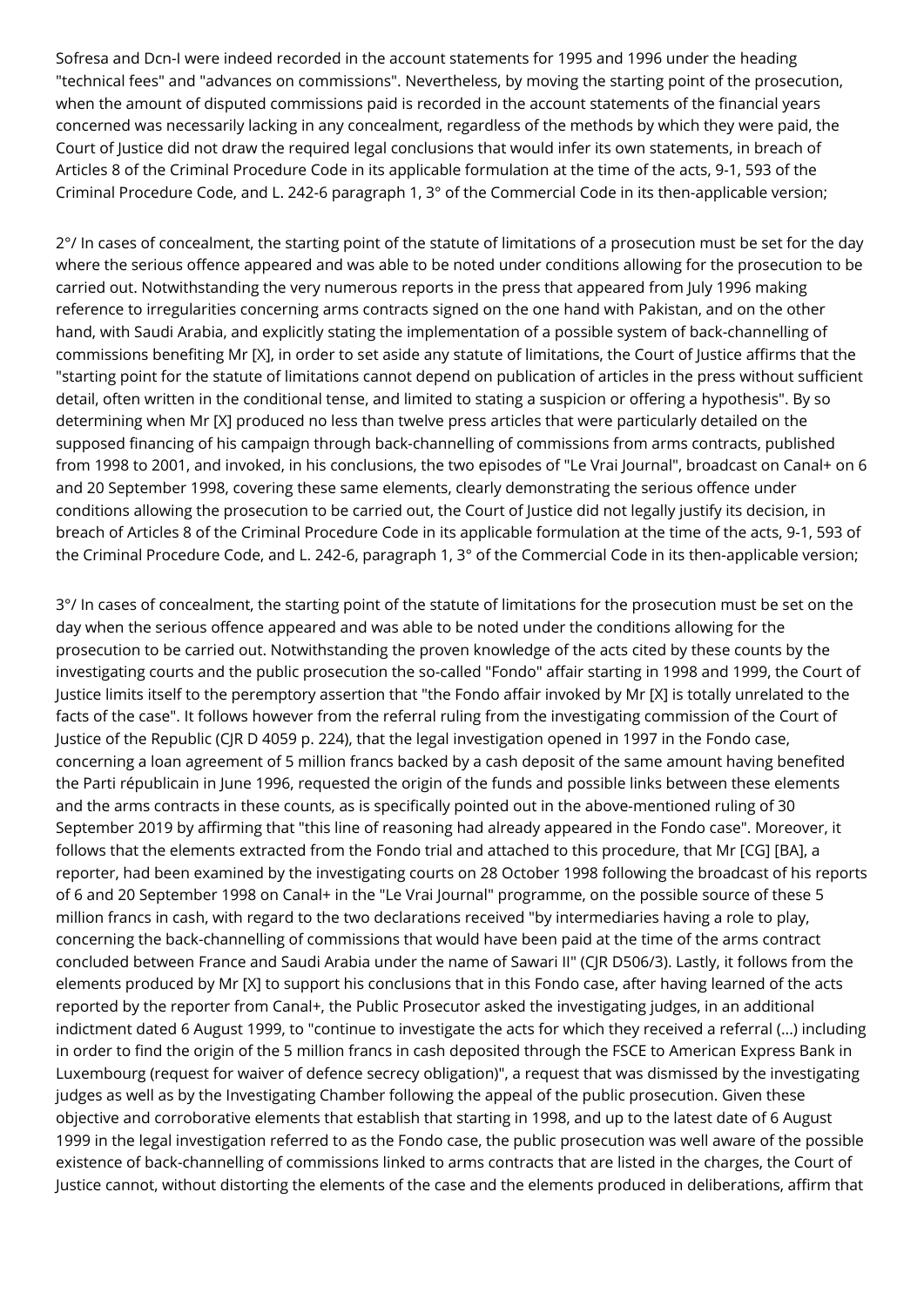Sofresa and Dcn-I were indeed recorded in the account statements for 1995 and 1996 under the heading "technical fees" and "advances on commissions". Nevertheless, by moving the starting point of the prosecution, when the amount of disputed commissions paid is recorded in the account statements of the financial years concerned was necessarily lacking in any concealment, regardless of the methods by which they were paid, the Court of Justice did not draw the required legal conclusions that would infer its own statements, in breach of Articles 8 of the Criminal Procedure Code in its applicable formulation at the time of the acts, 9-1, 593 of the Criminal Procedure Code, and L. 242-6 paragraph 1, 3° of the Commercial Code in its then-applicable version;

2°/ In cases of concealment, the starting point of the statute of limitations of a prosecution must be set for the day where the serious offence appeared and was able to be noted under conditions allowing for the prosecution to be carried out. Notwithstanding the very numerous reports in the press that appeared from July 1996 making reference to irregularities concerning arms contracts signed on the one hand with Pakistan, and on the other hand, with Saudi Arabia, and explicitly stating the implementation of a possible system of back-channelling of commissions benefiting Mr [X], in order to set aside any statute of limitations, the Court of Justice affirms that the "starting point for the statute of limitations cannot depend on publication of articles in the press without sufficient detail, often written in the conditional tense, and limited to stating a suspicion or offering a hypothesis". By so determining when Mr [X] produced no less than twelve press articles that were particularly detailed on the supposed financing of his campaign through back-channelling of commissions from arms contracts, published from 1998 to 2001, and invoked, in his conclusions, the two episodes of "Le Vrai Journal", broadcast on Canal+ on 6 and 20 September 1998, covering these same elements, clearly demonstrating the serious offence under conditions allowing the prosecution to be carried out, the Court of Justice did not legally justify its decision, in breach of Articles 8 of the Criminal Procedure Code in its applicable formulation at the time of the acts, 9-1, 593 of the Criminal Procedure Code, and L. 242-6, paragraph 1, 3° of the Commercial Code in its then-applicable version;

3°/ In cases of concealment, the starting point of the statute of limitations for the prosecution must be set on the day when the serious offence appeared and was able to be noted under the conditions allowing for the prosecution to be carried out. Notwithstanding the proven knowledge of the acts cited by these counts by the investigating courts and the public prosecution the so-called "Fondo" affair starting in 1998 and 1999, the Court of Justice limits itself to the peremptory assertion that "the Fondo affair invoked by Mr [X] is totally unrelated to the facts of the case". It follows however from the referral ruling from the investigating commission of the Court of Justice of the Republic (CJR D 4059 p. 224), that the legal investigation opened in 1997 in the Fondo case, concerning a loan agreement of 5 million francs backed by a cash deposit of the same amount having benefited the Parti républicain in June 1996, requested the origin of the funds and possible links between these elements and the arms contracts in these counts, as is specifically pointed out in the above-mentioned ruling of 30 September 2019 by affirming that "this line of reasoning had already appeared in the Fondo case". Moreover, it follows that the elements extracted from the Fondo trial and attached to this procedure, that Mr [CG] [BA], a reporter, had been examined by the investigating courts on 28 October 1998 following the broadcast of his reports of 6 and 20 September 1998 on Canal+ in the "Le Vrai Journal" programme, on the possible source of these 5 million francs in cash, with regard to the two declarations received "by intermediaries having a role to play, concerning the back-channelling of commissions that would have been paid at the time of the arms contract concluded between France and Saudi Arabia under the name of Sawari II" (CJR D506/3). Lastly, it follows from the elements produced by Mr [X] to support his conclusions that in this Fondo case, after having learned of the acts reported by the reporter from Canal+, the Public Prosecutor asked the investigating judges, in an additional indictment dated 6 August 1999, to "continue to investigate the acts for which they received a referral (...) including in order to find the origin of the 5 million francs in cash deposited through the FSCE to American Express Bank in Luxembourg (request for waiver of defence secrecy obligation)", a request that was dismissed by the investigating judges as well as by the Investigating Chamber following the appeal of the public prosecution. Given these objective and corroborative elements that establish that starting in 1998, and up to the latest date of 6 August 1999 in the legal investigation referred to as the Fondo case, the public prosecution was well aware of the possible existence of back-channelling of commissions linked to arms contracts that are listed in the charges, the Court of Justice cannot, without distorting the elements of the case and the elements produced in deliberations, affirm that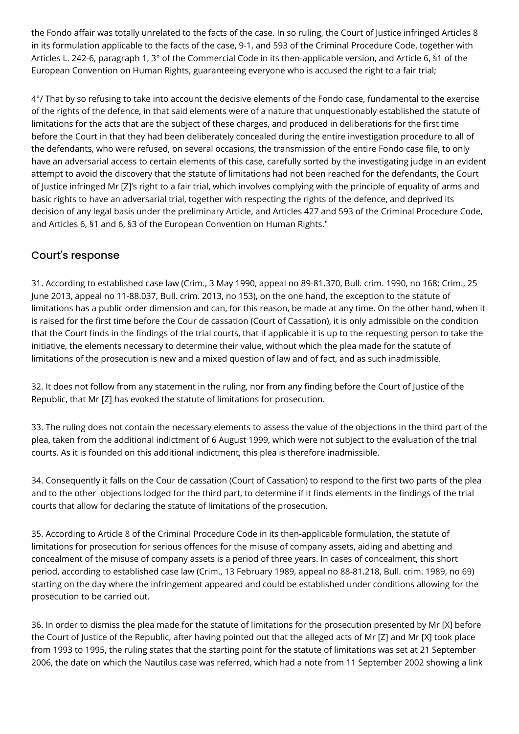the Fondo affair was totally unrelated to the facts of the case. In so ruling, the Court of Justice infringed Articles 8 in its formulation applicable to the facts of the case, 9-1, and 593 of the Criminal Procedure Code, together with Articles L. 242-6, paragraph 1, 3° of the Commercial Code in its then-applicable version, and Article 6, §1 of the European Convention on Human Rights, guaranteeing everyone who is accused the right to a fair trial;

4°/ That by so refusing to take into account the decisive elements of the Fondo case, fundamental to the exercise of the rights of the defence, in that said elements were of a nature that unquestionably established the statute of limitations for the acts that are the subject of these charges, and produced in deliberations for the first time before the Court in that they had been deliberately concealed during the entire investigation procedure to all of the defendants, who were refused, on several occasions, the transmission of the entire Fondo case file, to only have an adversarial access to certain elements of this case, carefully sorted by the investigating judge in an evident attempt to avoid the discovery that the statute of limitations had not been reached for the defendants, the Court of Justice infringed Mr [Z]'s right to a fair trial, which involves complying with the principle of equality of arms and basic rights to have an adversarial trial, together with respecting the rights of the defence, and deprived its decision of any legal basis under the preliminary Article, and Articles 427 and 593 of the Criminal Procedure Code, and Articles 6, §1 and 6, §3 of the European Convention on Human Rights."

## Court's response

31. According to established case law (Crim., 3 May 1990, appeal no 89-81.370, Bull. crim. 1990, no 168; Crim., 25 June 2013, appeal no 11-88.037, Bull. crim. 2013, no 153), on the one hand, the exception to the statute of limitations has a public order dimension and can, for this reason, be made at any time. On the other hand, when it is raised for the first time before the Cour de cassation (Court of Cassation), it is only admissible on the condition that the Court finds in the findings of the trial courts, that if applicable it is up to the requesting person to take the initiative, the elements necessary to determine their value, without which the plea made for the statute of limitations of the prosecution is new and a mixed question of law and of fact, and as such inadmissible.

32. It does not follow from any statement in the ruling, nor from any finding before the Court of Justice of the Republic, that Mr [Z] has evoked the statute of limitations for prosecution.

33. The ruling does not contain the necessary elements to assess the value of the objections in the third part of the plea, taken from the additional indictment of 6 August 1999, which were not subject to the evaluation of the trial courts. As it is founded on this additional indictment, this plea is therefore inadmissible.

34. Consequently it falls on the Cour de cassation (Court of Cassation) to respond to the first two parts of the plea and to the other objections lodged for the third part, to determine if it finds elements in the findings of the trial courts that allow for declaring the statute of limitations of the prosecution.

35. According to Article 8 of the Criminal Procedure Code in its then-applicable formulation, the statute of limitations for prosecution for serious offences for the misuse of company assets, aiding and abetting and concealment of the misuse of company assets is a period of three years. In cases of concealment, this short period, according to established case law (Crim., 13 February 1989, appeal no 88-81.218, Bull. crim. 1989, no 69) starting on the day where the infringement appeared and could be established under conditions allowing for the prosecution to be carried out.

36. In order to dismiss the plea made for the statute of limitations for the prosecution presented by Mr [X] before the Court of Justice of the Republic, after having pointed out that the alleged acts of Mr [Z] and Mr [X] took place from 1993 to 1995, the ruling states that the starting point for the statute of limitations was set at 21 September 2006, the date on which the Nautilus case was referred, which had a note from 11 September 2002 showing a link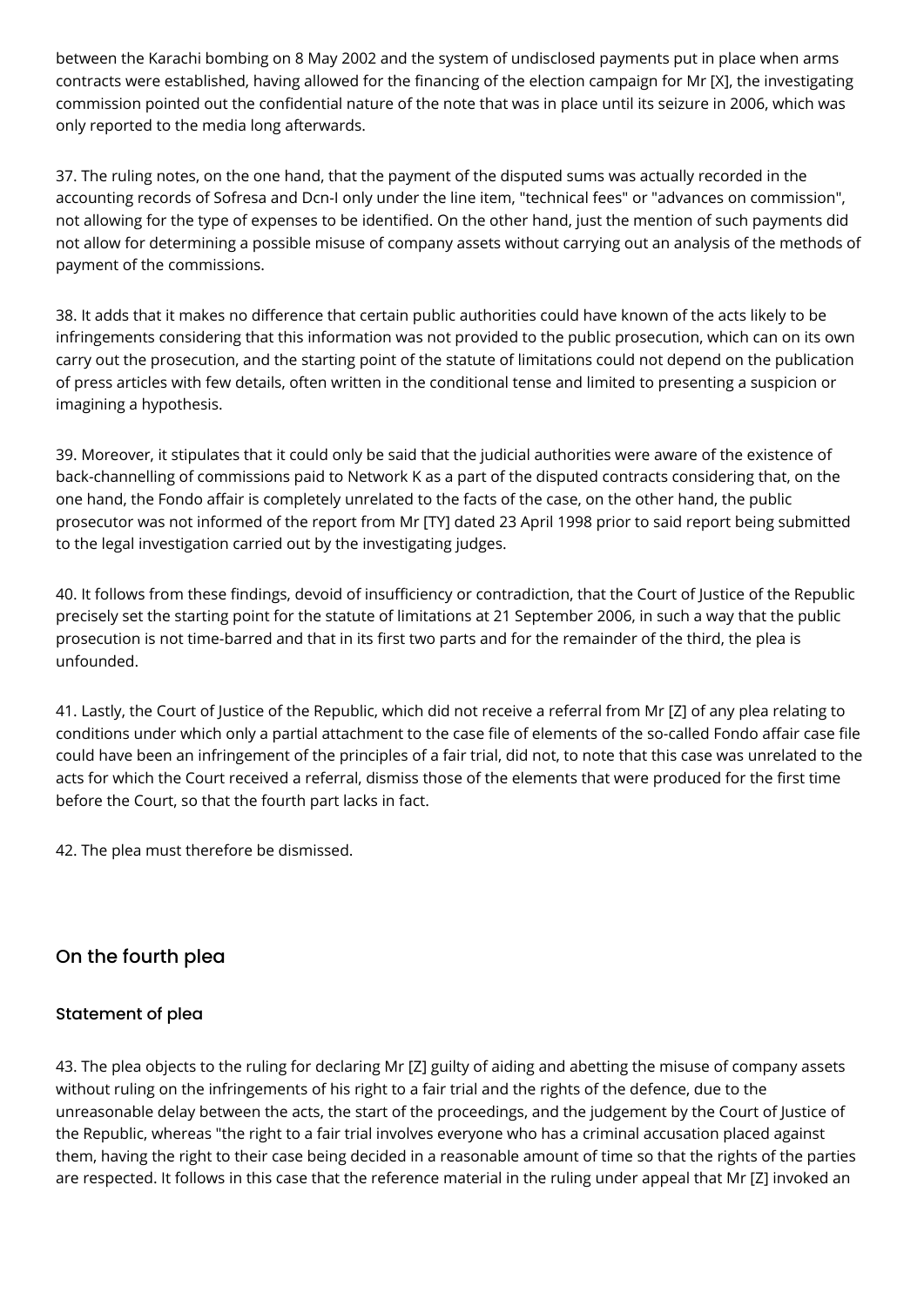between the Karachi bombing on 8 May 2002 and the system of undisclosed payments put in place when arms contracts were established, having allowed for the financing of the election campaign for Mr [X], the investigating commission pointed out the confidential nature of the note that was in place until its seizure in 2006, which was only reported to the media long afterwards.

37. The ruling notes, on the one hand, that the payment of the disputed sums was actually recorded in the accounting records of Sofresa and Dcn-I only under the line item, "technical fees" or "advances on commission", not allowing for the type of expenses to be identified. On the other hand, just the mention of such payments did not allow for determining a possible misuse of company assets without carrying out an analysis of the methods of payment of the commissions.

38. It adds that it makes no difference that certain public authorities could have known of the acts likely to be infringements considering that this information was not provided to the public prosecution, which can on its own carry out the prosecution, and the starting point of the statute of limitations could not depend on the publication of press articles with few details, often written in the conditional tense and limited to presenting a suspicion or imagining a hypothesis.

39. Moreover, it stipulates that it could only be said that the judicial authorities were aware of the existence of back-channelling of commissions paid to Network K as a part of the disputed contracts considering that, on the one hand, the Fondo affair is completely unrelated to the facts of the case, on the other hand, the public prosecutor was not informed of the report from Mr [TY] dated 23 April 1998 prior to said report being submitted to the legal investigation carried out by the investigating judges.

40. It follows from these findings, devoid of insufficiency or contradiction, that the Court of Justice of the Republic precisely set the starting point for the statute of limitations at 21 September 2006, in such a way that the public prosecution is not time-barred and that in its first two parts and for the remainder of the third, the plea is unfounded.

41. Lastly, the Court of Justice of the Republic, which did not receive a referral from Mr [Z] of any plea relating to conditions under which only a partial attachment to the case file of elements of the so-called Fondo affair case file could have been an infringement of the principles of a fair trial, did not, to note that this case was unrelated to the acts for which the Court received a referral, dismiss those of the elements that were produced for the first time before the Court, so that the fourth part lacks in fact.

42. The plea must therefore be dismissed.

## On the fourth plea

### Statement of plea

43. The plea objects to the ruling for declaring Mr [Z] guilty of aiding and abetting the misuse of company assets without ruling on the infringements of his right to a fair trial and the rights of the defence, due to the unreasonable delay between the acts, the start of the proceedings, and the judgement by the Court of Justice of the Republic, whereas "the right to a fair trial involves everyone who has a criminal accusation placed against them, having the right to their case being decided in a reasonable amount of time so that the rights of the parties are respected. It follows in this case that the reference material in the ruling under appeal that Mr [Z] invoked an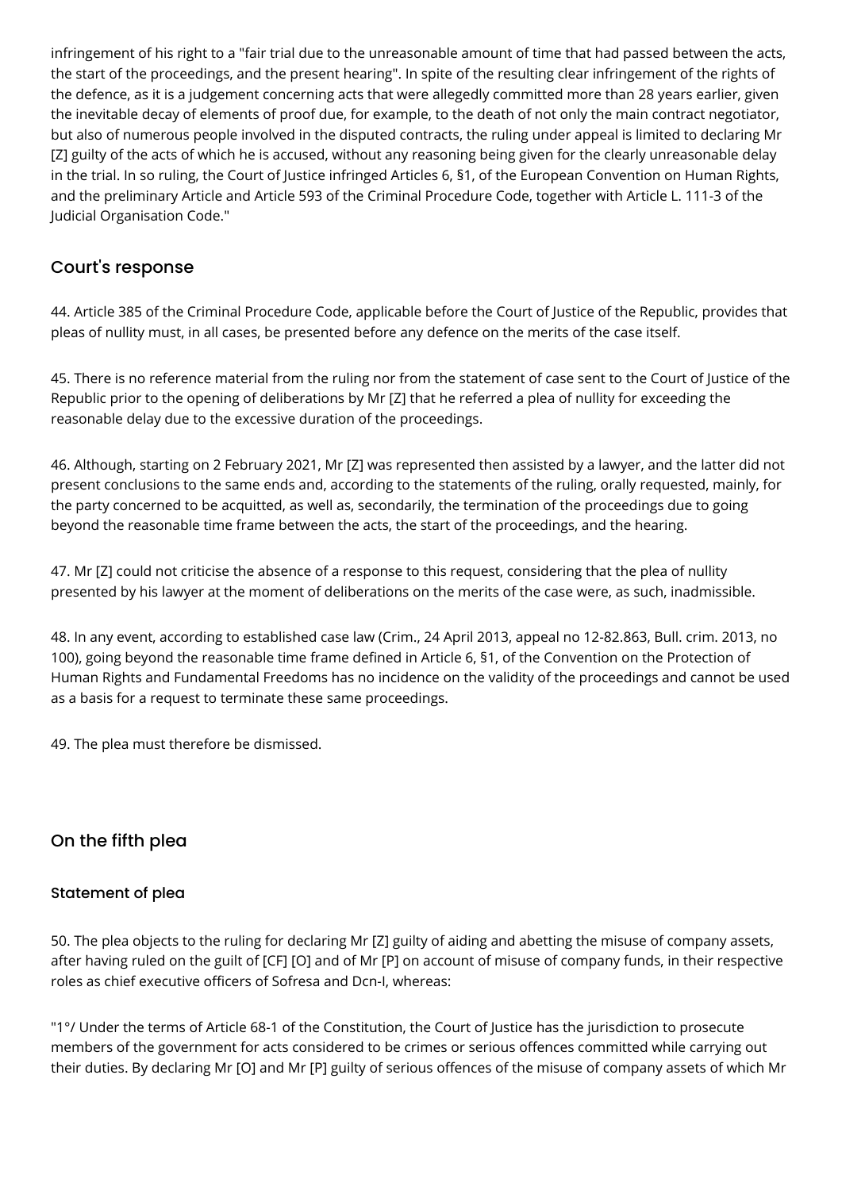infringement of his right to a "fair trial due to the unreasonable amount of time that had passed between the acts, the start of the proceedings, and the present hearing". In spite of the resulting clear infringement of the rights of the defence, as it is a judgement concerning acts that were allegedly committed more than 28 years earlier, given the inevitable decay of elements of proof due, for example, to the death of not only the main contract negotiator, but also of numerous people involved in the disputed contracts, the ruling under appeal is limited to declaring Mr [Z] guilty of the acts of which he is accused, without any reasoning being given for the clearly unreasonable delay in the trial. In so ruling, the Court of Justice infringed Articles 6, §1, of the European Convention on Human Rights, and the preliminary Article and Article 593 of the Criminal Procedure Code, together with Article L. 111-3 of the Judicial Organisation Code."

## Court's response

44. Article 385 of the Criminal Procedure Code, applicable before the Court of Justice of the Republic, provides that pleas of nullity must, in all cases, be presented before any defence on the merits of the case itself.

45. There is no reference material from the ruling nor from the statement of case sent to the Court of Justice of the Republic prior to the opening of deliberations by Mr [Z] that he referred a plea of nullity for exceeding the reasonable delay due to the excessive duration of the proceedings.

46. Although, starting on 2 February 2021, Mr [Z] was represented then assisted by a lawyer, and the latter did not present conclusions to the same ends and, according to the statements of the ruling, orally requested, mainly, for the party concerned to be acquitted, as well as, secondarily, the termination of the proceedings due to going beyond the reasonable time frame between the acts, the start of the proceedings, and the hearing.

47. Mr [Z] could not criticise the absence of a response to this request, considering that the plea of nullity presented by his lawyer at the moment of deliberations on the merits of the case were, as such, inadmissible.

48. In any event, according to established case law (Crim., 24 April 2013, appeal no 12-82.863, Bull. crim. 2013, no 100), going beyond the reasonable time frame defined in Article 6, §1, of the Convention on the Protection of Human Rights and Fundamental Freedoms has no incidence on the validity of the proceedings and cannot be used as a basis for a request to terminate these same proceedings.

49. The plea must therefore be dismissed.

## On the fifth plea

### Statement of plea

50. The plea objects to the ruling for declaring Mr [Z] guilty of aiding and abetting the misuse of company assets, after having ruled on the guilt of [CF] [O] and of Mr [P] on account of misuse of company funds, in their respective roles as chief executive officers of Sofresa and Dcn-I, whereas:

"1°/ Under the terms of Article 68-1 of the Constitution, the Court of Justice has the jurisdiction to prosecute members of the government for acts considered to be crimes or serious offences committed while carrying out their duties. By declaring Mr [O] and Mr [P] guilty of serious offences of the misuse of company assets of which Mr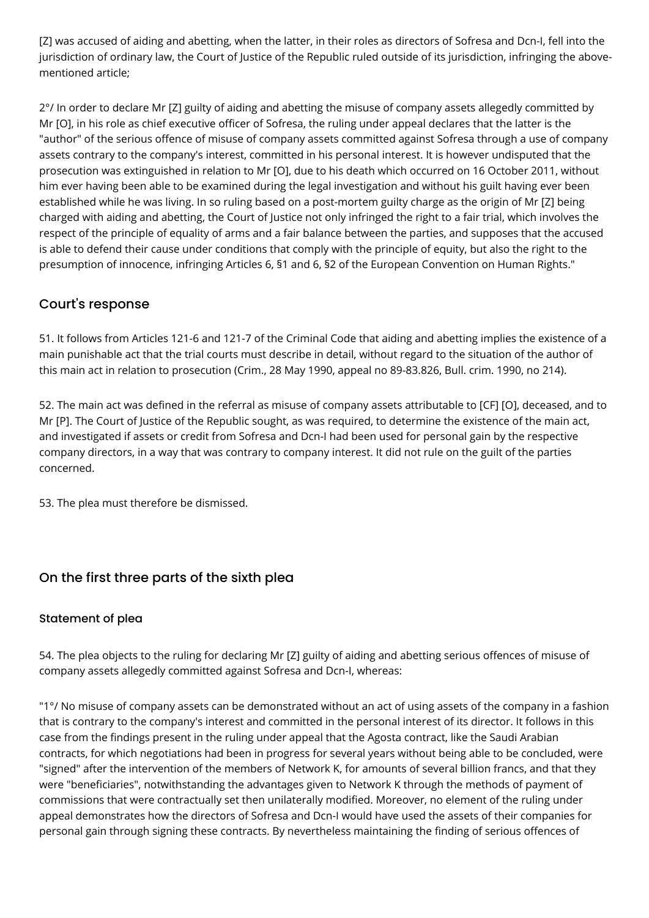[Z] was accused of aiding and abetting, when the latter, in their roles as directors of Sofresa and Dcn-I, fell into the jurisdiction of ordinary law, the Court of Justice of the Republic ruled outside of its jurisdiction, infringing the above-mentioned article;

2°/ In order to declare Mr [Z] guilty of aiding and abetting the misuse of company assets allegedly committed by Mr [O], in his role as chief executive officer of Sofresa, the ruling under appeal declares that the latter is the "author" of the serious offence of misuse of company assets committed against Sofresa through a use of company assets contrary to the company's interest, committed in his personal interest. It is however undisputed that the prosecution was extinguished in relation to Mr [O], due to his death which occurred on 16 October 2011, without him ever having been able to be examined during the legal investigation and without his guilt having ever been established while he was living. In so ruling based on a post-mortem guilty charge as the origin of Mr [Z] being charged with aiding and abetting, the Court of Justice not only infringed the right to a fair trial, which involves the respect of the principle of equality of arms and a fair balance between the parties, and supposes that the accused is able to defend their cause under conditions that comply with the principle of equity, but also the right to the presumption of innocence, infringing Articles 6, §1 and 6, §2 of the European Convention on Human Rights."

## Court's response

51. It follows from Articles 121-6 and 121-7 of the Criminal Code that aiding and abetting implies the existence of a main punishable act that the trial courts must describe in detail, without regard to the situation of the author of this main act in relation to prosecution (Crim., 28 May 1990, appeal no 89-83.826, Bull. crim. 1990, no 214).

52. The main act was defined in the referral as misuse of company assets attributable to [CF] [O], deceased, and to Mr [P]. The Court of Justice of the Republic sought, as was required, to determine the existence of the main act, and investigated if assets or credit from Sofresa and Dcn-I had been used for personal gain by the respective company directors, in a way that was contrary to company interest. It did not rule on the guilt of the parties concerned.

53. The plea must therefore be dismissed.

## On the first three parts of the sixth plea

### Statement of plea

54. The plea objects to the ruling for declaring Mr [Z] guilty of aiding and abetting serious offences of misuse of company assets allegedly committed against Sofresa and Dcn-I, whereas:

"1°/ No misuse of company assets can be demonstrated without an act of using assets of the company in a fashion that is contrary to the company's interest and committed in the personal interest of its director. It follows in this case from the findings present in the ruling under appeal that the Agosta contract, like the Saudi Arabian contracts, for which negotiations had been in progress for several years without being able to be concluded, were "signed" after the intervention of the members of Network K, for amounts of several billion francs, and that they were "beneficiaries", notwithstanding the advantages given to Network K through the methods of payment of commissions that were contractually set then unilaterally modified. Moreover, no element of the ruling under appeal demonstrates how the directors of Sofresa and Dcn-I would have used the assets of their companies for personal gain through signing these contracts. By nevertheless maintaining the finding of serious offences of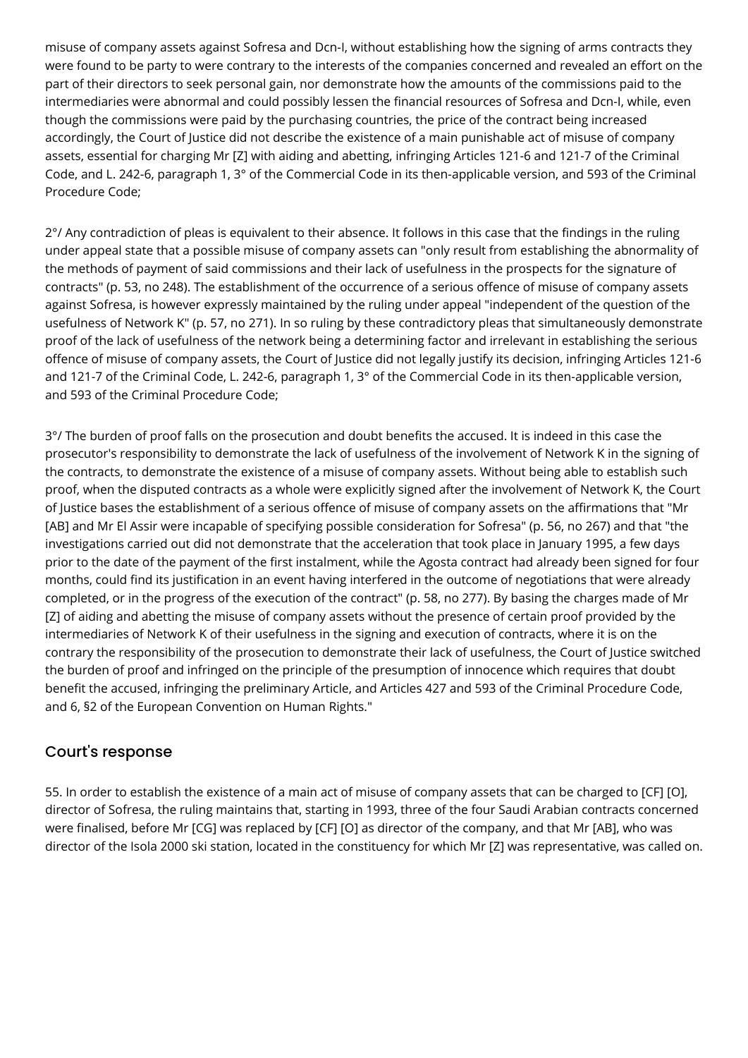misuse of company assets against Sofresa and Dcn-I, without establishing how the signing of arms contracts they were found to be party to were contrary to the interests of the companies concerned and revealed an effort on the part of their directors to seek personal gain, nor demonstrate how the amounts of the commissions paid to the intermediaries were abnormal and could possibly lessen the financial resources of Sofresa and Dcn-I, while, even though the commissions were paid by the purchasing countries, the price of the contract being increased accordingly, the Court of Justice did not describe the existence of a main punishable act of misuse of company assets, essential for charging Mr [Z] with aiding and abetting, infringing Articles 121-6 and 121-7 of the Criminal Code, and L. 242-6, paragraph 1, 3° of the Commercial Code in its then-applicable version, and 593 of the Criminal Procedure Code;

2°/ Any contradiction of pleas is equivalent to their absence. It follows in this case that the findings in the ruling under appeal state that a possible misuse of company assets can "only result from establishing the abnormality of the methods of payment of said commissions and their lack of usefulness in the prospects for the signature of contracts" (p. 53, no 248). The establishment of the occurrence of a serious offence of misuse of company assets against Sofresa, is however expressly maintained by the ruling under appeal "independent of the question of the usefulness of Network K" (p. 57, no 271). In so ruling by these contradictory pleas that simultaneously demonstrate proof of the lack of usefulness of the network being a determining factor and irrelevant in establishing the serious offence of misuse of company assets, the Court of Justice did not legally justify its decision, infringing Articles 121-6 and 121-7 of the Criminal Code, L. 242-6, paragraph 1, 3° of the Commercial Code in its then-applicable version, and 593 of the Criminal Procedure Code;

3°/ The burden of proof falls on the prosecution and doubt benefits the accused. It is indeed in this case the prosecutor's responsibility to demonstrate the lack of usefulness of the involvement of Network K in the signing of the contracts, to demonstrate the existence of a misuse of company assets. Without being able to establish such proof, when the disputed contracts as a whole were explicitly signed after the involvement of Network K, the Court of Justice bases the establishment of a serious offence of misuse of company assets on the affirmations that "Mr [AB] and Mr El Assir were incapable of specifying possible consideration for Sofresa" (p. 56, no 267) and that "the investigations carried out did not demonstrate that the acceleration that took place in January 1995, a few days prior to the date of the payment of the first instalment, while the Agosta contract had already been signed for four months, could find its justification in an event having interfered in the outcome of negotiations that were already completed, or in the progress of the execution of the contract" (p. 58, no 277). By basing the charges made of Mr [Z] of aiding and abetting the misuse of company assets without the presence of certain proof provided by the intermediaries of Network K of their usefulness in the signing and execution of contracts, where it is on the contrary the responsibility of the prosecution to demonstrate their lack of usefulness, the Court of Justice switched the burden of proof and infringed on the principle of the presumption of innocence which requires that doubt benefit the accused, infringing the preliminary Article, and Articles 427 and 593 of the Criminal Procedure Code, and 6, §2 of the European Convention on Human Rights."

## Court's response

55. In order to establish the existence of a main act of misuse of company assets that can be charged to [CF] [O], director of Sofresa, the ruling maintains that, starting in 1993, three of the four Saudi Arabian contracts concerned were finalised, before Mr [CG] was replaced by [CF] [O] as director of the company, and that Mr [AB], who was director of the Isola 2000 ski station, located in the constituency for which Mr [Z] was representative, was called on.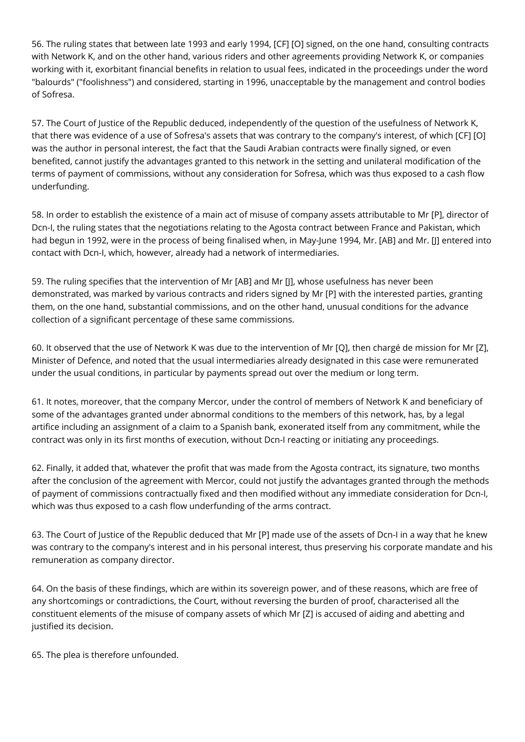56. The ruling states that between late 1993 and early 1994, [CF] [O] signed, on the one hand, consulting contracts with Network K, and on the other hand, various riders and other agreements providing Network K, or companies working with it, exorbitant financial benefits in relation to usual fees, indicated in the proceedings under the word "balourds" ("foolishness") and considered, starting in 1996, unacceptable by the management and control bodies of Sofresa.

57. The Court of Justice of the Republic deduced, independently of the question of the usefulness of Network K, that there was evidence of a use of Sofresa's assets that was contrary to the company's interest, of which [CF] [O] was the author in personal interest, the fact that the Saudi Arabian contracts were finally signed, or even benefited, cannot justify the advantages granted to this network in the setting and unilateral modification of the terms of payment of commissions, without any consideration for Sofresa, which was thus exposed to a cash flow underfunding.

58. In order to establish the existence of a main act of misuse of company assets attributable to Mr [P], director of Dcn-I, the ruling states that the negotiations relating to the Agosta contract between France and Pakistan, which had begun in 1992, were in the process of being finalised when, in May-June 1994, Mr. [AB] and Mr. [J] entered into contact with Dcn-I, which, however, already had a network of intermediaries.

59. The ruling specifies that the intervention of Mr [AB] and Mr [J], whose usefulness has never been demonstrated, was marked by various contracts and riders signed by Mr [P] with the interested parties, granting them, on the one hand, substantial commissions, and on the other hand, unusual conditions for the advance collection of a significant percentage of these same commissions.

60. It observed that the use of Network K was due to the intervention of Mr [Q], then chargé de mission for Mr [Z], Minister of Defence, and noted that the usual intermediaries already designated in this case were remunerated under the usual conditions, in particular by payments spread out over the medium or long term.

61. It notes, moreover, that the company Mercor, under the control of members of Network K and beneficiary of some of the advantages granted under abnormal conditions to the members of this network, has, by a legal artifice including an assignment of a claim to a Spanish bank, exonerated itself from any commitment, while the contract was only in its first months of execution, without Dcn-I reacting or initiating any proceedings.

62. Finally, it added that, whatever the profit that was made from the Agosta contract, its signature, two months after the conclusion of the agreement with Mercor, could not justify the advantages granted through the methods of payment of commissions contractually fixed and then modified without any immediate consideration for Dcn-I, which was thus exposed to a cash flow underfunding of the arms contract.

63. The Court of Justice of the Republic deduced that Mr [P] made use of the assets of Dcn-I in a way that he knew was contrary to the company's interest and in his personal interest, thus preserving his corporate mandate and his remuneration as company director.

64. On the basis of these findings, which are within its sovereign power, and of these reasons, which are free of any shortcomings or contradictions, the Court, without reversing the burden of proof, characterised all the constituent elements of the misuse of company assets of which Mr [Z] is accused of aiding and abetting and justified its decision.

65. The plea is therefore unfounded.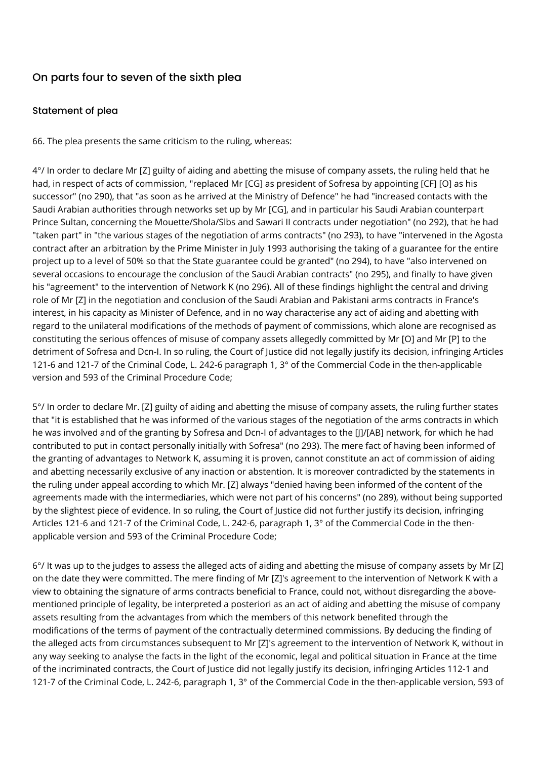## On parts four to seven of the sixth plea

### Statement of plea

66. The plea presents the same criticism to the ruling, whereas:

4°/ In order to declare Mr [Z] guilty of aiding and abetting the misuse of company assets, the ruling held that he had, in respect of acts of commission, "replaced Mr [CG] as president of Sofresa by appointing [CF] [O] as his successor" (no 290), that "as soon as he arrived at the Ministry of Defence" he had "increased contacts with the Saudi Arabian authorities through networks set up by Mr [CG], and in particular his Saudi Arabian counterpart Prince Sultan, concerning the Mouette/Shola/Slbs and Sawari II contracts under negotiation" (no 292), that he had "taken part" in "the various stages of the negotiation of arms contracts" (no 293), to have "intervened in the Agosta contract after an arbitration by the Prime Minister in July 1993 authorising the taking of a guarantee for the entire project up to a level of 50% so that the State guarantee could be granted" (no 294), to have "also intervened on several occasions to encourage the conclusion of the Saudi Arabian contracts" (no 295), and finally to have given his "agreement" to the intervention of Network K (no 296). All of these findings highlight the central and driving role of Mr [Z] in the negotiation and conclusion of the Saudi Arabian and Pakistani arms contracts in France's interest, in his capacity as Minister of Defence, and in no way characterise any act of aiding and abetting with regard to the unilateral modifications of the methods of payment of commissions, which alone are recognised as constituting the serious offences of misuse of company assets allegedly committed by Mr [O] and Mr [P] to the detriment of Sofresa and Dcn-I. In so ruling, the Court of Justice did not legally justify its decision, infringing Articles 121-6 and 121-7 of the Criminal Code, L. 242-6 paragraph 1, 3° of the Commercial Code in the then-applicable version and 593 of the Criminal Procedure Code;

5°/ In order to declare Mr. [Z] guilty of aiding and abetting the misuse of company assets, the ruling further states that "it is established that he was informed of the various stages of the negotiation of the arms contracts in which he was involved and of the granting by Sofresa and Dcn-I of advantages to the [J]/[AB] network, for which he had contributed to put in contact personally initially with Sofresa" (no 293). The mere fact of having been informed of the granting of advantages to Network K, assuming it is proven, cannot constitute an act of commission of aiding and abetting necessarily exclusive of any inaction or abstention. It is moreover contradicted by the statements in the ruling under appeal according to which Mr. [Z] always "denied having been informed of the content of the agreements made with the intermediaries, which were not part of his concerns" (no 289), without being supported by the slightest piece of evidence. In so ruling, the Court of Justice did not further justify its decision, infringing Articles 121-6 and 121-7 of the Criminal Code, L. 242-6, paragraph 1, 3° of the Commercial Code in the then-applicable version and 593 of the Criminal Procedure Code;

6°/ It was up to the judges to assess the alleged acts of aiding and abetting the misuse of company assets by Mr [Z] on the date they were committed. The mere finding of Mr [Z]'s agreement to the intervention of Network K with a view to obtaining the signature of arms contracts beneficial to France, could not, without disregarding the above-mentioned principle of legality, be interpreted a posteriori as an act of aiding and abetting the misuse of company assets resulting from the advantages from which the members of this network benefited through the modifications of the terms of payment of the contractually determined commissions. By deducing the finding of the alleged acts from circumstances subsequent to Mr [Z]'s agreement to the intervention of Network K, without in any way seeking to analyse the facts in the light of the economic, legal and political situation in France at the time of the incriminated contracts, the Court of Justice did not legally justify its decision, infringing Articles 112-1 and 121-7 of the Criminal Code, L. 242-6, paragraph 1, 3° of the Commercial Code in the then-applicable version, 593 of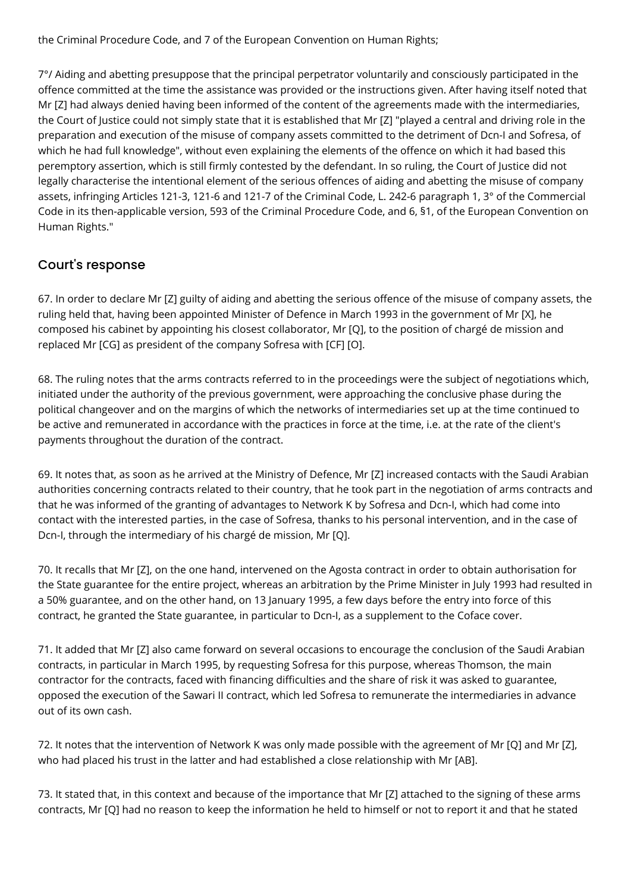the Criminal Procedure Code, and 7 of the European Convention on Human Rights;

7°/ Aiding and abetting presuppose that the principal perpetrator voluntarily and consciously participated in the offence committed at the time the assistance was provided or the instructions given. After having itself noted that Mr [Z] had always denied having been informed of the content of the agreements made with the intermediaries, the Court of Justice could not simply state that it is established that Mr [Z] "played a central and driving role in the preparation and execution of the misuse of company assets committed to the detriment of Dcn-I and Sofresa, of which he had full knowledge", without even explaining the elements of the offence on which it had based this peremptory assertion, which is still firmly contested by the defendant. In so ruling, the Court of Justice did not legally characterise the intentional element of the serious offences of aiding and abetting the misuse of company assets, infringing Articles 121-3, 121-6 and 121-7 of the Criminal Code, L. 242-6 paragraph 1, 3° of the Commercial Code in its then-applicable version, 593 of the Criminal Procedure Code, and 6, §1, of the European Convention on Human Rights."

## Court's response

67. In order to declare Mr [Z] guilty of aiding and abetting the serious offence of the misuse of company assets, the ruling held that, having been appointed Minister of Defence in March 1993 in the government of Mr [X], he composed his cabinet by appointing his closest collaborator, Mr [Q], to the position of chargé de mission and replaced Mr [CG] as president of the company Sofresa with [CF] [O].

68. The ruling notes that the arms contracts referred to in the proceedings were the subject of negotiations which, initiated under the authority of the previous government, were approaching the conclusive phase during the political changeover and on the margins of which the networks of intermediaries set up at the time continued to be active and remunerated in accordance with the practices in force at the time, i.e. at the rate of the client's payments throughout the duration of the contract.

69. It notes that, as soon as he arrived at the Ministry of Defence, Mr [Z] increased contacts with the Saudi Arabian authorities concerning contracts related to their country, that he took part in the negotiation of arms contracts and that he was informed of the granting of advantages to Network K by Sofresa and Dcn-I, which had come into contact with the interested parties, in the case of Sofresa, thanks to his personal intervention, and in the case of Dcn-I, through the intermediary of his chargé de mission, Mr [Q].

70. It recalls that Mr [Z], on the one hand, intervened on the Agosta contract in order to obtain authorisation for the State guarantee for the entire project, whereas an arbitration by the Prime Minister in July 1993 had resulted in a 50% guarantee, and on the other hand, on 13 January 1995, a few days before the entry into force of this contract, he granted the State guarantee, in particular to Dcn-I, as a supplement to the Coface cover.

71. It added that Mr [Z] also came forward on several occasions to encourage the conclusion of the Saudi Arabian contracts, in particular in March 1995, by requesting Sofresa for this purpose, whereas Thomson, the main contractor for the contracts, faced with financing difficulties and the share of risk it was asked to guarantee, opposed the execution of the Sawari II contract, which led Sofresa to remunerate the intermediaries in advance out of its own cash.

72. It notes that the intervention of Network K was only made possible with the agreement of Mr [Q] and Mr [Z], who had placed his trust in the latter and had established a close relationship with Mr [AB].

73. It stated that, in this context and because of the importance that Mr [Z] attached to the signing of these arms contracts, Mr [Q] had no reason to keep the information he held to himself or not to report it and that he stated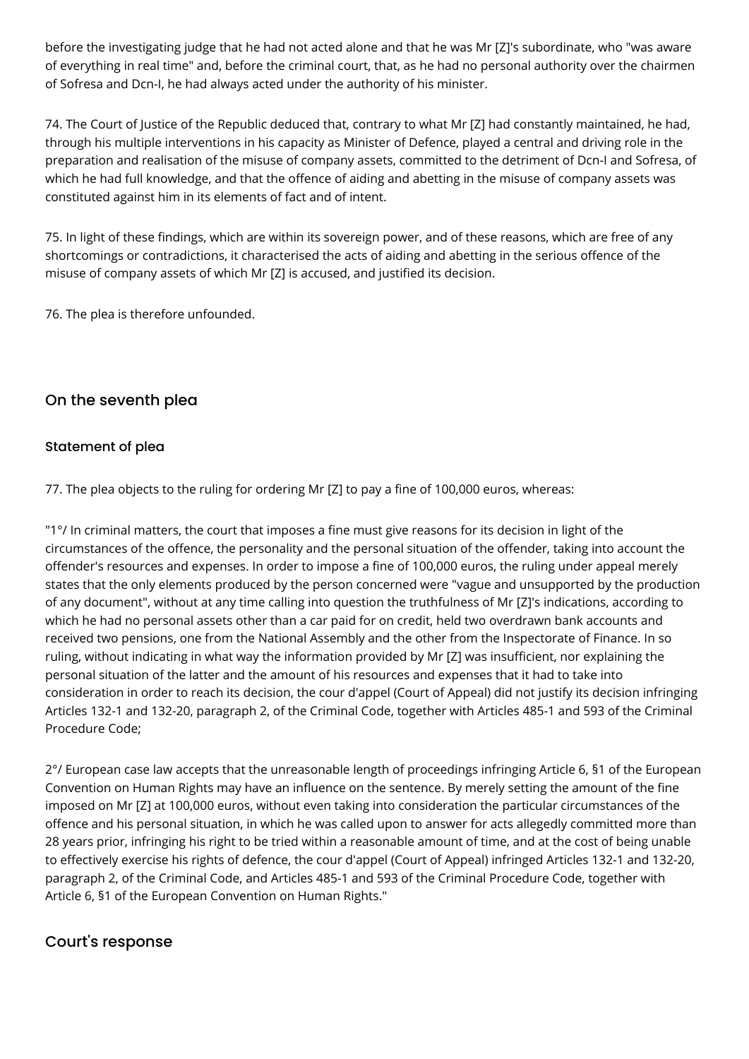before the investigating judge that he had not acted alone and that he was Mr [Z]'s subordinate, who "was aware of everything in real time" and, before the criminal court, that, as he had no personal authority over the chairmen of Sofresa and Dcn-I, he had always acted under the authority of his minister.

74. The Court of Justice of the Republic deduced that, contrary to what Mr [Z] had constantly maintained, he had, through his multiple interventions in his capacity as Minister of Defence, played a central and driving role in the preparation and realisation of the misuse of company assets, committed to the detriment of Dcn-I and Sofresa, of which he had full knowledge, and that the offence of aiding and abetting in the misuse of company assets was constituted against him in its elements of fact and of intent.

75. In light of these findings, which are within its sovereign power, and of these reasons, which are free of any shortcomings or contradictions, it characterised the acts of aiding and abetting in the serious offence of the misuse of company assets of which Mr [Z] is accused, and justified its decision.

76. The plea is therefore unfounded.

## On the seventh plea

### Statement of plea

77. The plea objects to the ruling for ordering Mr [Z] to pay a fine of 100,000 euros, whereas:

"1°/ In criminal matters, the court that imposes a fine must give reasons for its decision in light of the circumstances of the offence, the personality and the personal situation of the offender, taking into account the offender's resources and expenses. In order to impose a fine of 100,000 euros, the ruling under appeal merely states that the only elements produced by the person concerned were "vague and unsupported by the production of any document", without at any time calling into question the truthfulness of Mr [Z]'s indications, according to which he had no personal assets other than a car paid for on credit, held two overdrawn bank accounts and received two pensions, one from the National Assembly and the other from the Inspectorate of Finance. In so ruling, without indicating in what way the information provided by Mr [Z] was insufficient, nor explaining the personal situation of the latter and the amount of his resources and expenses that it had to take into consideration in order to reach its decision, the cour d'appel (Court of Appeal) did not justify its decision infringing Articles 132-1 and 132-20, paragraph 2, of the Criminal Code, together with Articles 485-1 and 593 of the Criminal Procedure Code;

2°/ European case law accepts that the unreasonable length of proceedings infringing Article 6, §1 of the European Convention on Human Rights may have an influence on the sentence. By merely setting the amount of the fine imposed on Mr [Z] at 100,000 euros, without even taking into consideration the particular circumstances of the offence and his personal situation, in which he was called upon to answer for acts allegedly committed more than 28 years prior, infringing his right to be tried within a reasonable amount of time, and at the cost of being unable to effectively exercise his rights of defence, the cour d'appel (Court of Appeal) infringed Articles 132-1 and 132-20, paragraph 2, of the Criminal Code, and Articles 485-1 and 593 of the Criminal Procedure Code, together with Article 6, §1 of the European Convention on Human Rights."

## Court's response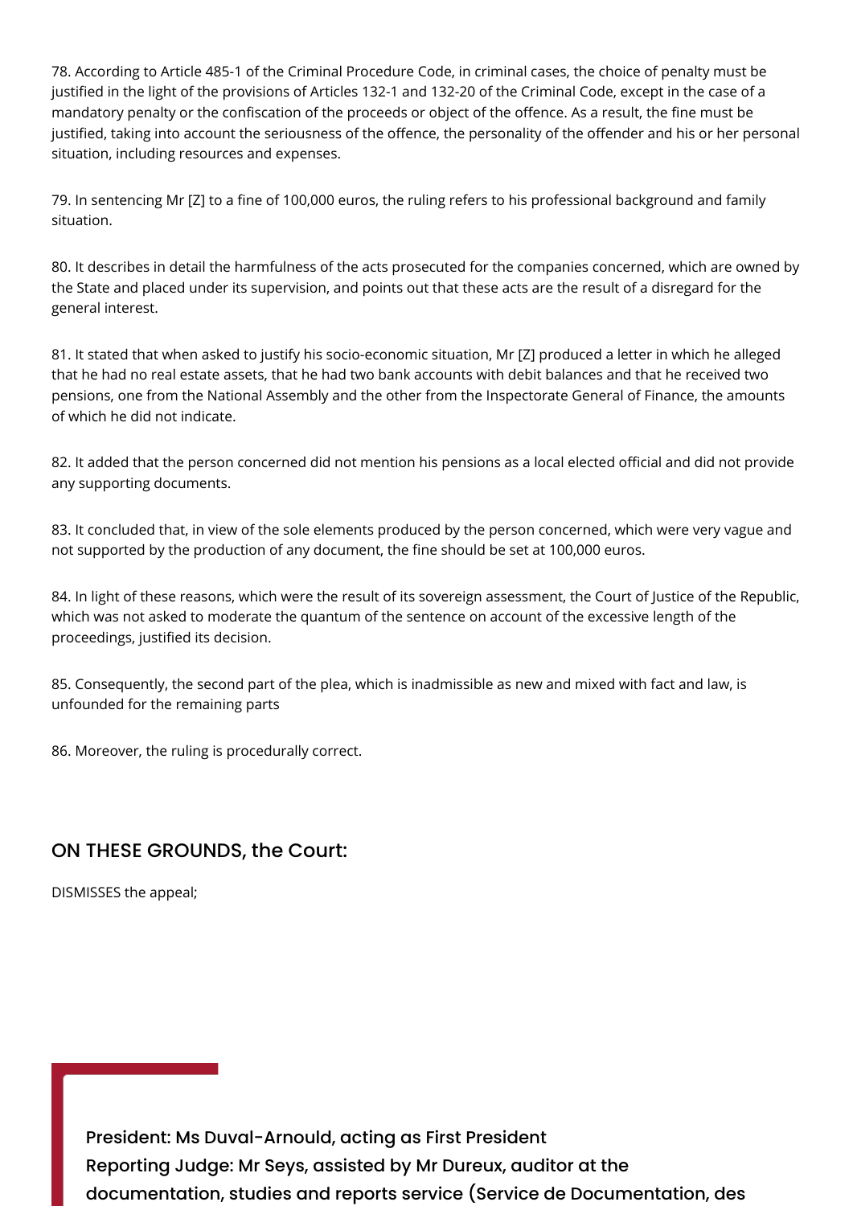78. According to Article 485-1 of the Criminal Procedure Code, in criminal cases, the choice of penalty must be justified in the light of the provisions of Articles 132-1 and 132-20 of the Criminal Code, except in the case of a mandatory penalty or the confiscation of the proceeds or object of the offence. As a result, the fine must be justified, taking into account the seriousness of the offence, the personality of the offender and his or her personal situation, including resources and expenses.

79. In sentencing Mr [Z] to a fine of 100,000 euros, the ruling refers to his professional background and family situation.

80. It describes in detail the harmfulness of the acts prosecuted for the companies concerned, which are owned by the State and placed under its supervision, and points out that these acts are the result of a disregard for the general interest.

81. It stated that when asked to justify his socio-economic situation, Mr [Z] produced a letter in which he alleged that he had no real estate assets, that he had two bank accounts with debit balances and that he received two pensions, one from the National Assembly and the other from the Inspectorate General of Finance, the amounts of which he did not indicate.

82. It added that the person concerned did not mention his pensions as a local elected official and did not provide any supporting documents.

83. It concluded that, in view of the sole elements produced by the person concerned, which were very vague and not supported by the production of any document, the fine should be set at 100,000 euros.

84. In light of these reasons, which were the result of its sovereign assessment, the Court of Justice of the Republic, which was not asked to moderate the quantum of the sentence on account of the excessive length of the proceedings, justified its decision.

85. Consequently, the second part of the plea, which is inadmissible as new and mixed with fact and law, is unfounded for the remaining parts

86. Moreover, the ruling is procedurally correct.

## ON THESE GROUNDS, the Court:

DISMISSES the appeal;

President: Ms Duval-Arnould, acting as First President
Reporting Judge: Mr Seys, assisted by Mr Dureux, auditor at the documentation, studies and reports service (Service de Documentation, des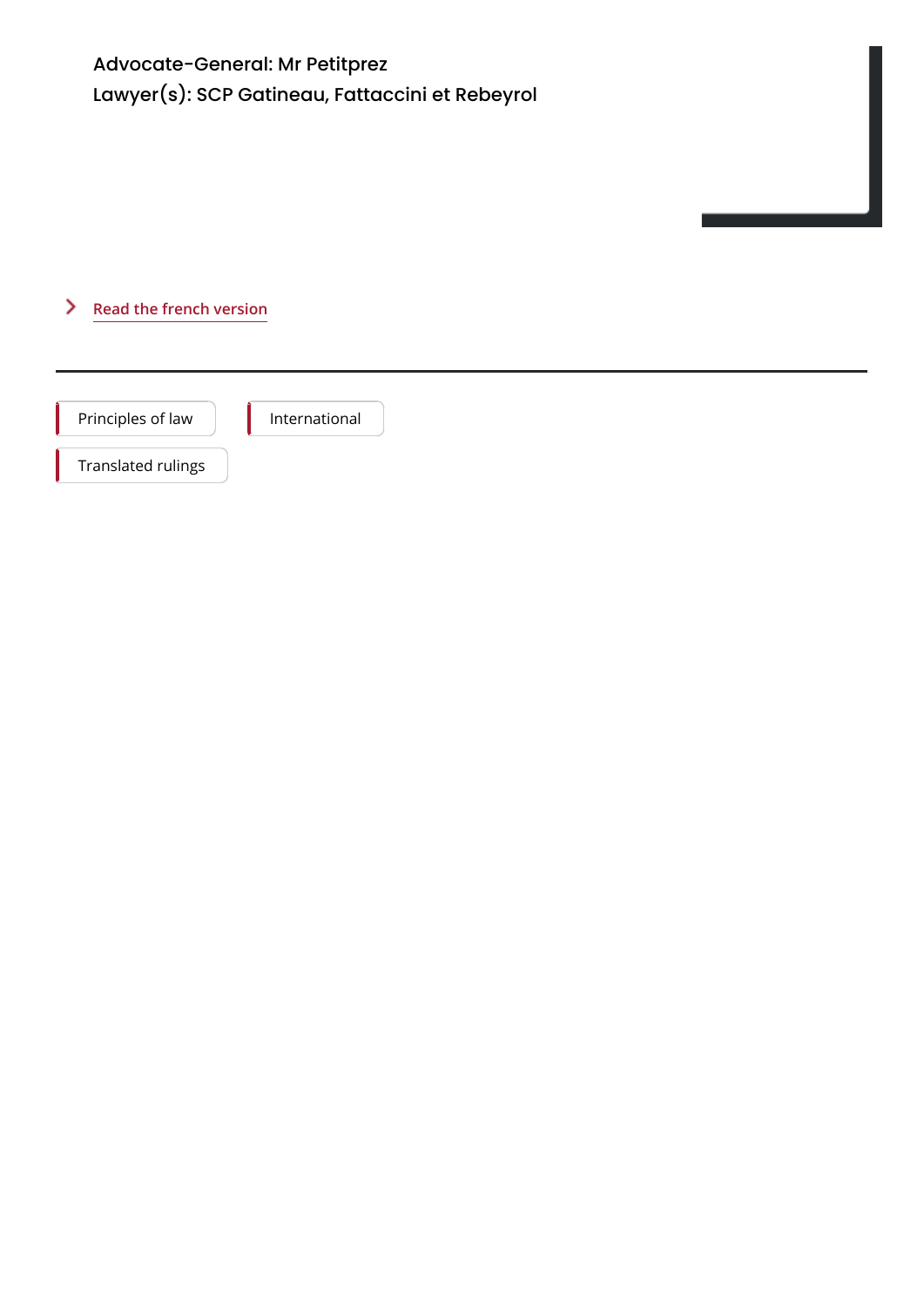Advocate-General: Mr Petitprez
Lawyer(s): SCP Gatineau, Fattaccini et Rebeyrol

Read the french version

Principles of law

International

Translated rulings